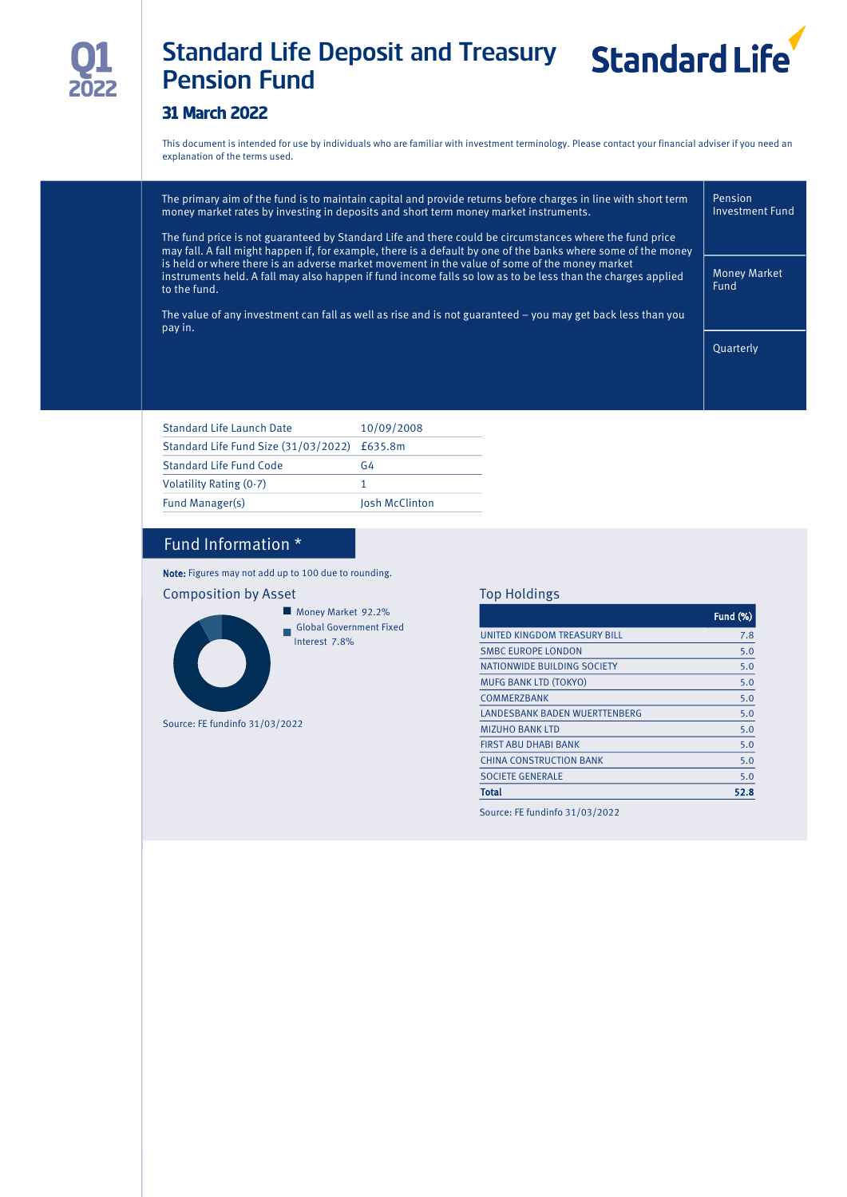Q1 2022

# Standard Life Deposit and Treasury Pension Fund

Standard Life

## 31 March 2022

This document is intended for use by individuals who are familiar with investment terminology. Please contact your financial adviser if you need an explanation of the terms used.

The primary aim of the fund is to maintain capital and provide returns before charges in line with short term money market rates by investing in deposits and short term money market instruments.

The fund price is not guaranteed by Standard Life and there could be circumstances where the fund price may fall. A fall might happen if, for example, there is a default by one of the banks where some of the money is held or where there is an adverse market movement in the value of some of the money market instruments held. A fall may also happen if fund income falls so low as to be less than the charges applied to the fund.

The value of any investment can fall as well as rise and is not guaranteed – you may get back less than you pay in.

Pension Investment Fund

Money Market Fund

Quarterly

| | |
|---|---|
| Standard Life Launch Date | 10/09/2008 |
| Standard Life Fund Size (31/03/2022) | £635.8m |
| Standard Life Fund Code | G4 |
| Volatility Rating (0-7) | 1 |
| Fund Manager(s) | Josh McClinton |

## Fund Information *

**Note:** Figures may not add up to 100 due to rounding.

### Composition by Asset

- Money Market 92.2%
- Global Government Fixed Interest 7.8%

Source: FE fundinfo 31/03/2022

### Top Holdings

| | Fund (%) |
|---|---|
| UNITED KINGDOM TREASURY BILL | 7.8 |
| SMBC EUROPE LONDON | 5.0 |
| NATIONWIDE BUILDING SOCIETY | 5.0 |
| MUFG BANK LTD (TOKYO) | 5.0 |
| COMMERZBANK | 5.0 |
| LANDESBANK BADEN WUERTTENBERG | 5.0 |
| MIZUHO BANK LTD | 5.0 |
| FIRST ABU DHABI BANK | 5.0 |
| CHINA CONSTRUCTION BANK | 5.0 |
| SOCIETE GENERALE | 5.0 |
| **Total** | **52.8** |

Source: FE fundinfo 31/03/2022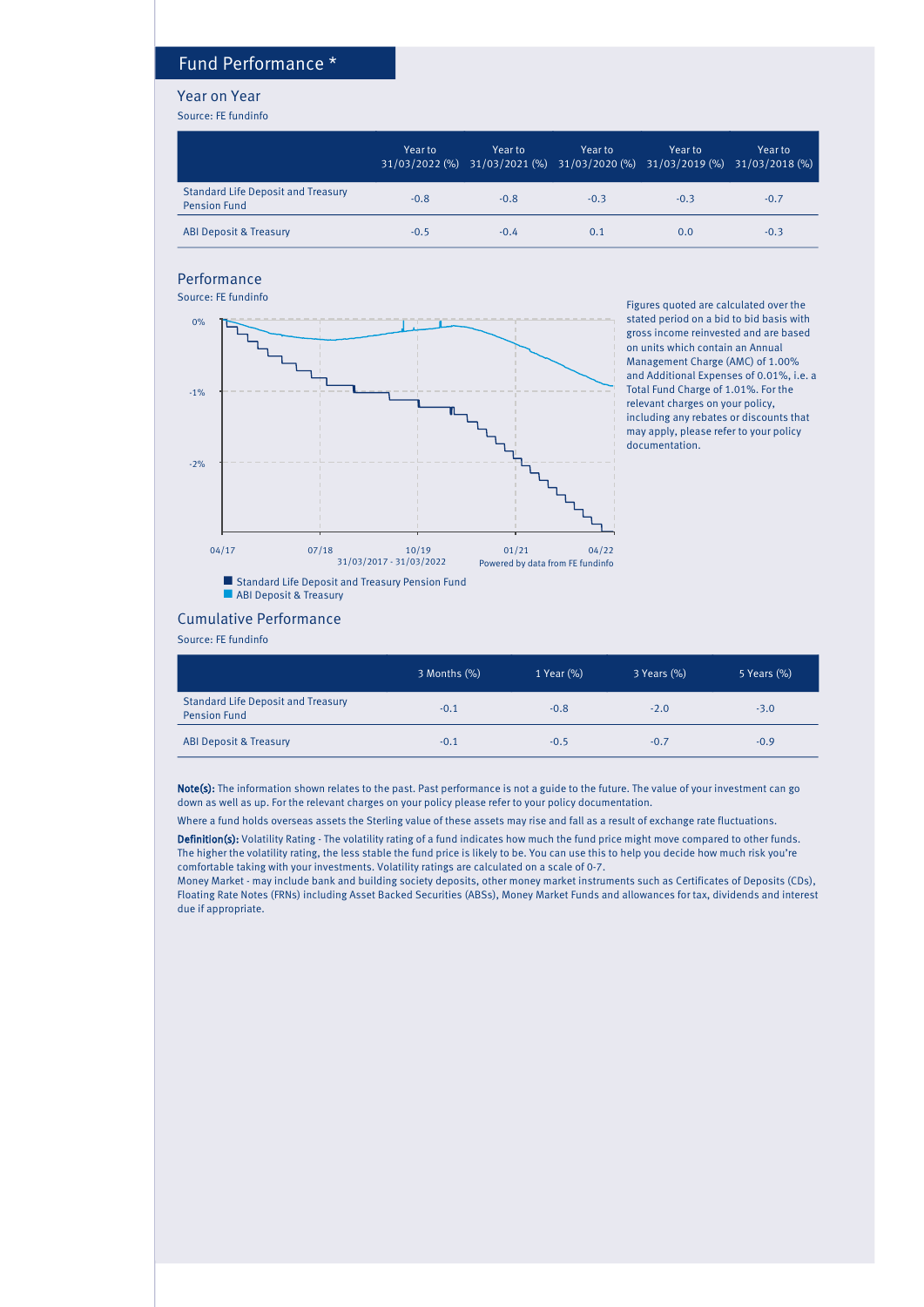## Fund Performance *

### Year on Year

Source: FE fundinfo

| | Year to 31/03/2022 (%) | Year to 31/03/2021 (%) | Year to 31/03/2020 (%) | Year to 31/03/2019 (%) | Year to 31/03/2018 (%) |
|---|---|---|---|---|---|
| Standard Life Deposit and Treasury Pension Fund | -0.8 | -0.8 | -0.3 | -0.3 | -0.7 |
| ABI Deposit & Treasury | -0.5 | -0.4 | 0.1 | 0.0 | -0.3 |

### Performance

Source: FE fundinfo

0%
-1%
-2%

04/17 07/18 10/19 01/21 04/22

31/03/2017 - 31/03/2022

Powered by data from FE fundinfo

Standard Life Deposit and Treasury Pension Fund
ABI Deposit & Treasury

Figures quoted are calculated over the stated period on a bid to bid basis with gross income reinvested and are based on units which contain an Annual Management Charge (AMC) of 1.00% and Additional Expenses of 0.01%, i.e. a Total Fund Charge of 1.01%. For the relevant charges on your policy, including any rebates or discounts that may apply, please refer to your policy documentation.

### Cumulative Performance

Source: FE fundinfo

| | 3 Months (%) | 1 Year (%) | 3 Years (%) | 5 Years (%) |
|---|---|---|---|---|
| Standard Life Deposit and Treasury Pension Fund | -0.1 | -0.8 | -2.0 | -3.0 |
| ABI Deposit & Treasury | -0.1 | -0.5 | -0.7 | -0.9 |

**Note(s):** The information shown relates to the past. Past performance is not a guide to the future. The value of your investment can go down as well as up. For the relevant charges on your policy please refer to your policy documentation.

Where a fund holds overseas assets the Sterling value of these assets may rise and fall as a result of exchange rate fluctuations.

**Definition(s):** Volatility Rating - The volatility rating of a fund indicates how much the fund price might move compared to other funds. The higher the volatility rating, the less stable the fund price is likely to be. You can use this to help you decide how much risk you're comfortable taking with your investments. Volatility ratings are calculated on a scale of 0-7.
Money Market - may include bank and building society deposits, other money market instruments such as Certificates of Deposits (CDs), Floating Rate Notes (FRNs) including Asset Backed Securities (ABSs), Money Market Funds and allowances for tax, dividends and interest due if appropriate.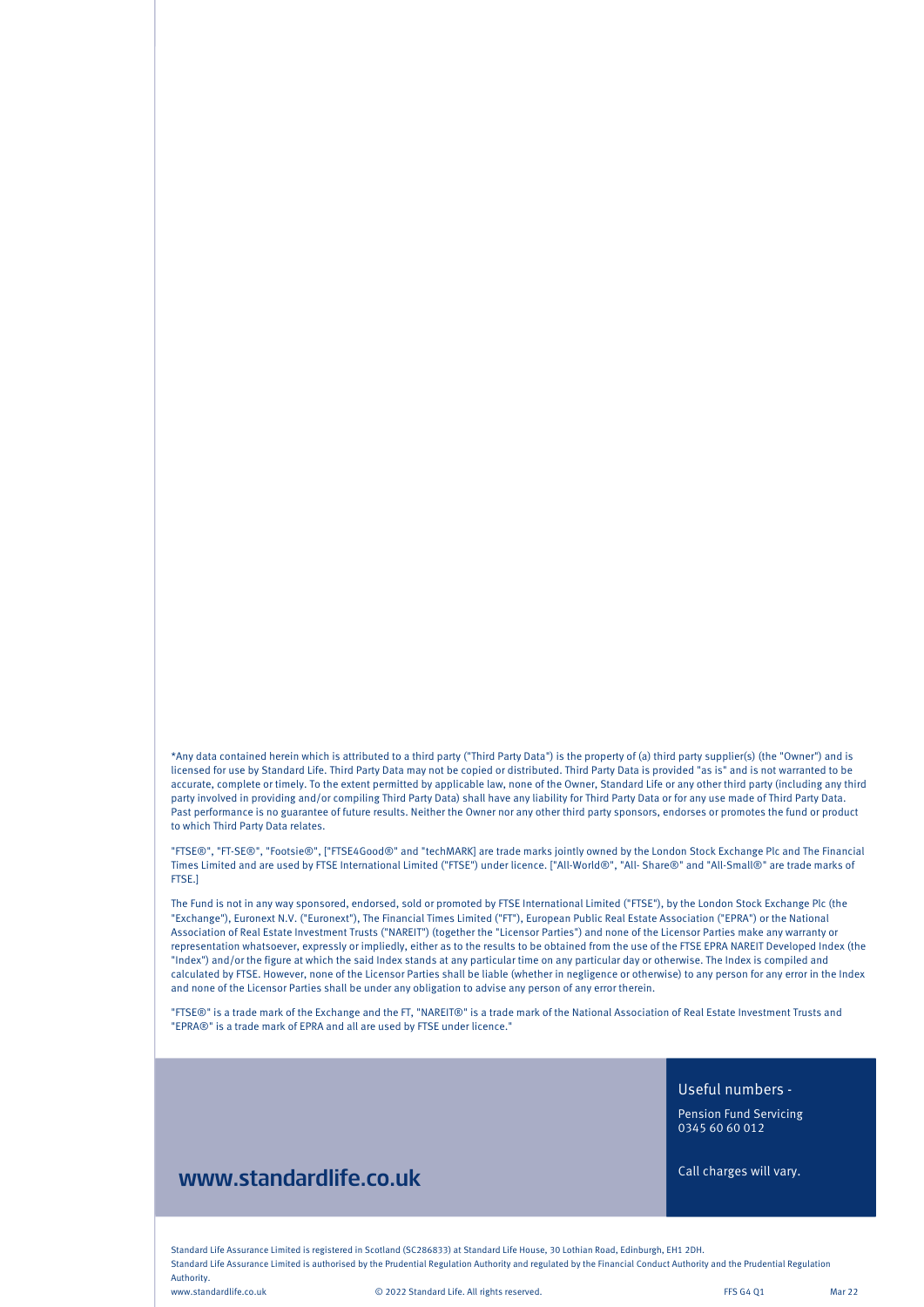*Any data contained herein which is attributed to a third party ("Third Party Data") is the property of (a) third party supplier(s) (the "Owner") and is licensed for use by Standard Life. Third Party Data may not be copied or distributed. Third Party Data is provided "as is" and is not warranted to be accurate, complete or timely. To the extent permitted by applicable law, none of the Owner, Standard Life or any other third party (including any third party involved in providing and/or compiling Third Party Data) shall have any liability for Third Party Data or for any use made of Third Party Data. Past performance is no guarantee of future results. Neither the Owner nor any other third party sponsors, endorses or promotes the fund or product to which Third Party Data relates.

"FTSE®", "FT-SE®", "Footsie®", ["FTSE4Good®" and "techMARK] are trade marks jointly owned by the London Stock Exchange Plc and The Financial Times Limited and are used by FTSE International Limited ("FTSE") under licence. ["All-World®", "All- Share®" and "All-Small®" are trade marks of FTSE.]

The Fund is not in any way sponsored, endorsed, sold or promoted by FTSE International Limited ("FTSE"), by the London Stock Exchange Plc (the "Exchange"), Euronext N.V. ("Euronext"), The Financial Times Limited ("FT"), European Public Real Estate Association ("EPRA") or the National Association of Real Estate Investment Trusts ("NAREIT") (together the "Licensor Parties") and none of the Licensor Parties make any warranty or representation whatsoever, expressly or impliedly, either as to the results to be obtained from the use of the FTSE EPRA NAREIT Developed Index (the "Index") and/or the figure at which the said Index stands at any particular time on any particular day or otherwise. The Index is compiled and calculated by FTSE. However, none of the Licensor Parties shall be liable (whether in negligence or otherwise) to any person for any error in the Index and none of the Licensor Parties shall be under any obligation to advise any person of any error therein.

"FTSE®" is a trade mark of the Exchange and the FT, "NAREIT®" is a trade mark of the National Association of Real Estate Investment Trusts and "EPRA®" is a trade mark of EPRA and all are used by FTSE under licence."

**www.standardlife.co.uk**

Useful numbers -

Pension Fund Servicing
0345 60 60 012

Call charges will vary.

Standard Life Assurance Limited is registered in Scotland (SC286833) at Standard Life House, 30 Lothian Road, Edinburgh, EH1 2DH.
Standard Life Assurance Limited is authorised by the Prudential Regulation Authority and regulated by the Financial Conduct Authority and the Prudential Regulation Authority.

www.standardlife.co.uk © 2022 Standard Life. All rights reserved. FFS G4 Q1 Mar 22